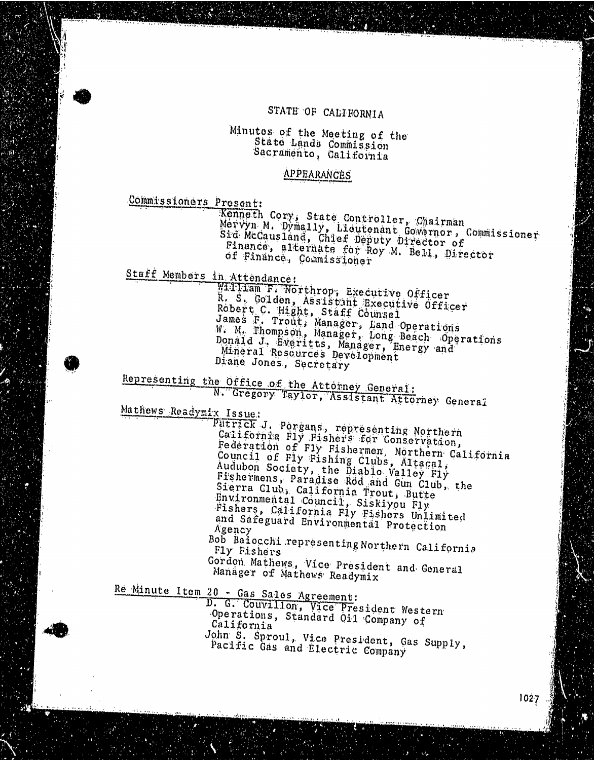# STATE OF CALIFORNIA

Minutes of the Meeting of the
State Lands Commission
Sacramento, California

## APPEARANCES

Commissioners Present:

Kenneth Cory, State Controller, Chairman
Mervyn M. Dymally, Lieutenant Governor, Commissioner
Sid McCausland, Chief Deputy Director of Finance, alternate for Roy M. Bell, Director of Finance, Commissioner

Staff Members in Attendance:

William F. Northrop, Executive Officer
R. S. Golden, Assistant Executive Officer
Robert C. Hight, Staff Counsel
James F. Trout, Manager, Land Operations
W. M. Thompson, Manager, Long Beach Operations
Donald J. Everitts, Manager, Energy and Mineral Resources Development
Diane Jones, Secretary

Representing the Office of the Attorney General:

N. Gregory Taylor, Assistant Attorney General

Mathews Readymix Issue:

Patrick J. Porgans, representing Northern California Fly Fishers for Conservation, Federation of Fly Fishermen, Northern California Council of Fly Fishing Clubs, Altacal, Audubon Society, the Diablo Valley Fly Fishermens, Paradise Rod and Gun Club, the Sierra Club, California Trout, Butte Environmental Council, Siskiyou Fly Fishers, California Fly Fishers Unlimited and Safeguard Environmental Protection Agency
Bob Baiocchi representing Northern California Fly Fishers
Gordon Mathews, Vice President and General Manager of Mathews Readymix

Re Minute Item 20 - Gas Sales Agreement:

D. G. Couvillon, Vice President Western Operations, Standard Oil Company of California
John S. Sproul, Vice President, Gas Supply, Pacific Gas and Electric Company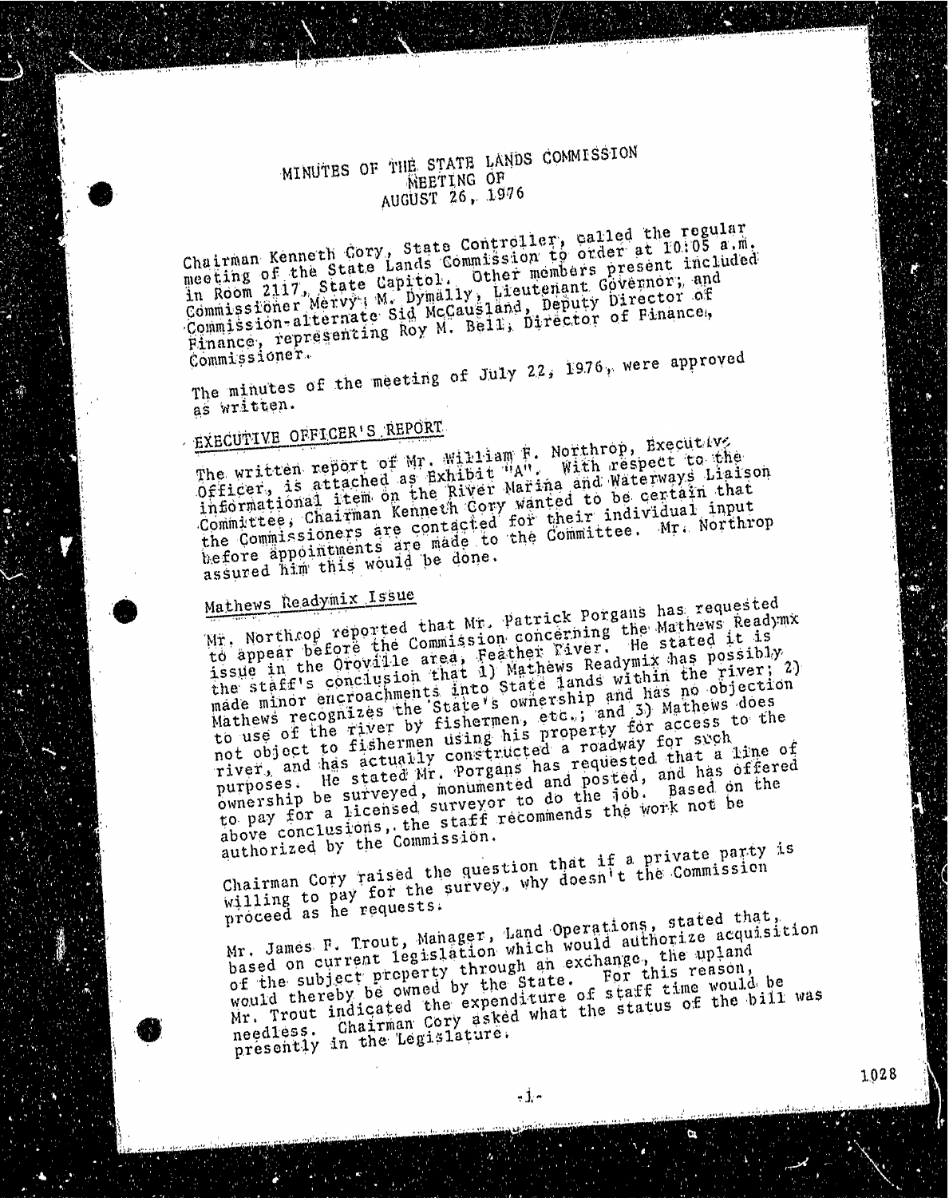# MINUTES OF THE STATE LANDS COMMISSION MEETING OF AUGUST 26, 1976

Chairman Kenneth Cory, State Controller, called the regular meeting of the State Lands Commission to order at 10:05 a.m. in Room 2117, State Capitol. Other members present included Commissioner Mervyn M. Dymally, Lieutenant Governor; and Commission-alternate Sid McCausland, Deputy Director of Finance, representing Roy M. Bell, Director of Finance, Commissioner.

The minutes of the meeting of July 22, 1976, were approved as written.

## EXECUTIVE OFFICER'S REPORT

The written report of Mr. William F. Northrop, Executive Officer, is attached as Exhibit "A". With respect to the informational item on the River Marina and Waterways Liaison Committee, Chairman Kenneth Cory wanted to be certain that the Commissioners are contacted for their individual input before appointments are made to the Committee. Mr. Northrop assured him this would be done.

### Mathews Readymix Issue

Mr. Northrop reported that Mr. Patrick Porgans has requested to appear before the Commission concerning the Mathews Readymx issue in the Oroville area, Feather River. He stated it is the staff's conclusion that 1) Mathews Readymix has possibly made minor encroachments into State lands within the river; 2) Mathews recognizes the State's ownership and has no objection to use of the river by fishermen, etc.; and 3) Mathews does not object to fishermen using his property for access to the river, and has actually constructed a roadway for such purposes. He stated Mr. Porgans has requested that a line of ownership be surveyed, monumented and posted, and has offered to pay for a licensed surveyor to do the job. Based on the above conclusions, the staff recommends the work not be authorized by the Commission.

Chairman Cory raised the question that if a private party is willing to pay for the survey, why doesn't the Commission proceed as he requests.

Mr. James F. Trout, Manager, Land Operations, stated that, based on current legislation which would authorize acquisition of the subject property through an exchange, the upland would thereby be owned by the State. For this reason, Mr. Trout indicated the expenditure of staff time would be needless. Chairman Cory asked what the status of the bill was presently in the Legislature.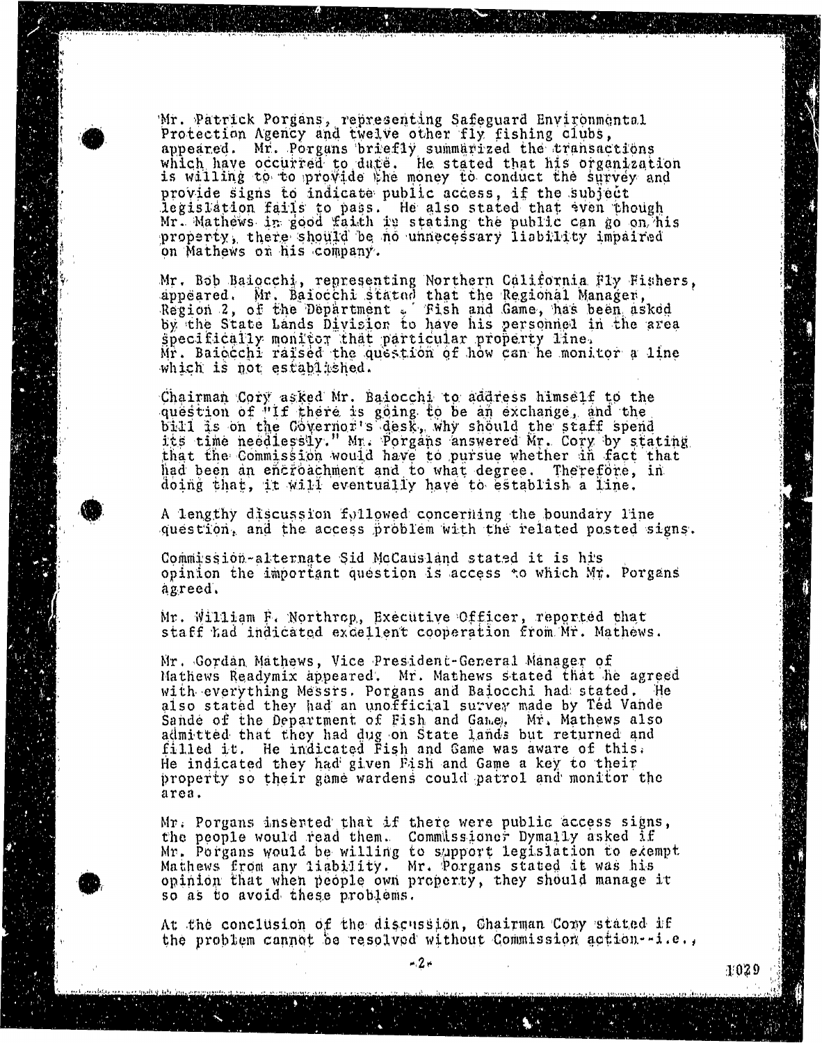Mr. Patrick Porgans, representing Safeguard Environmental Protection Agency and twelve other fly fishing clubs, appeared. Mr. Porgans briefly summarized the transactions which have occurred to date. He stated that his organization is willing to to provide the money to conduct the survey and provide signs to indicate public access, if the subject legislation fails to pass. He also stated that even though Mr. Mathews in good faith is stating the public can go on his property, there should be no unnecessary liability impaired on Mathews or his company.

Mr. Bob Baiocchi, representing Northern California Fly Fishers, appeared. Mr. Baiocchi stated that the Regional Manager, Region 2, of the Department of Fish and Game, has been asked by the State Lands Division to have his personnel in the area specifically monitor that particular property line. Mr. Baiocchi raised the question of how can he monitor a line which is not established.

Chairman Cory asked Mr. Baiocchi to address himself to the question of "If there is going to be an exchange, and the bill is on the Governor's desk, why should the staff spend its time needlessly." Mr. Porgans answered Mr. Cory by stating that the Commission would have to pursue whether in fact that had been an encroachment and to what degree. Therefore, in doing that, it will eventually have to establish a line.

A lengthy discussion followed concerning the boundary line question, and the access problem with the related posted signs.

Commission-alternate Sid McCausland stated it is his opinion the important question is access to which Mr. Porgans agreed.

Mr. William F. Northrop, Executive Officer, reported that staff had indicated excellent cooperation from Mr. Mathews.

Mr. Gordan Mathews, Vice President-General Manager of Mathews Readymix appeared. Mr. Mathews stated that he agreed with everything Messrs. Porgans and Baiocchi had stated. He also stated they had an unofficial survey made by Ted Vande Sande of the Department of Fish and Game. Mr. Mathews also admitted that they had dug on State lands but returned and filled it. He indicated Fish and Game was aware of this. He indicated they had given Fish and Game a key to their property so their game wardens could patrol and monitor the area.

Mr. Porgans inserted that if there were public access signs, the people would read them. Commissioner Dymally asked if Mr. Porgans would be willing to support legislation to exempt Mathews from any liability. Mr. Porgans stated it was his opinion that when people own property, they should manage it so as to avoid these problems.

At the conclusion of the discussion, Chairman Cory stated if the problem cannot be resolved without Commission action--i.e.,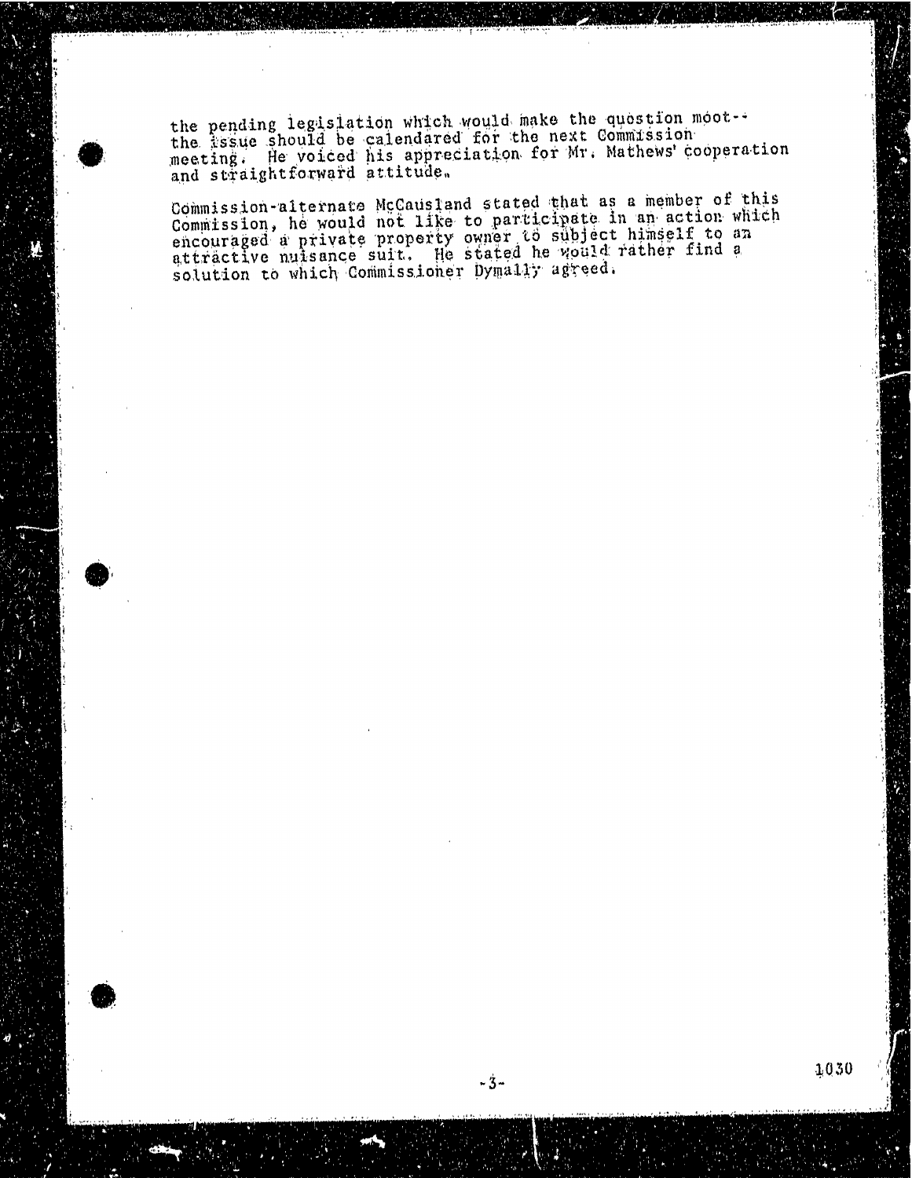the pending legislation which would make the question moot--the issue should be calendared for the next Commission meeting. He voiced his appreciation for Mr. Mathews' cooperation and straightforward attitude.

Commission-alternate McCausland stated that as a member of this Commission, he would not like to participate in an action which encouraged a private property owner to subject himself to an attractive nuisance suit. He stated he would rather find a solution to which Commissioner Dymally agreed.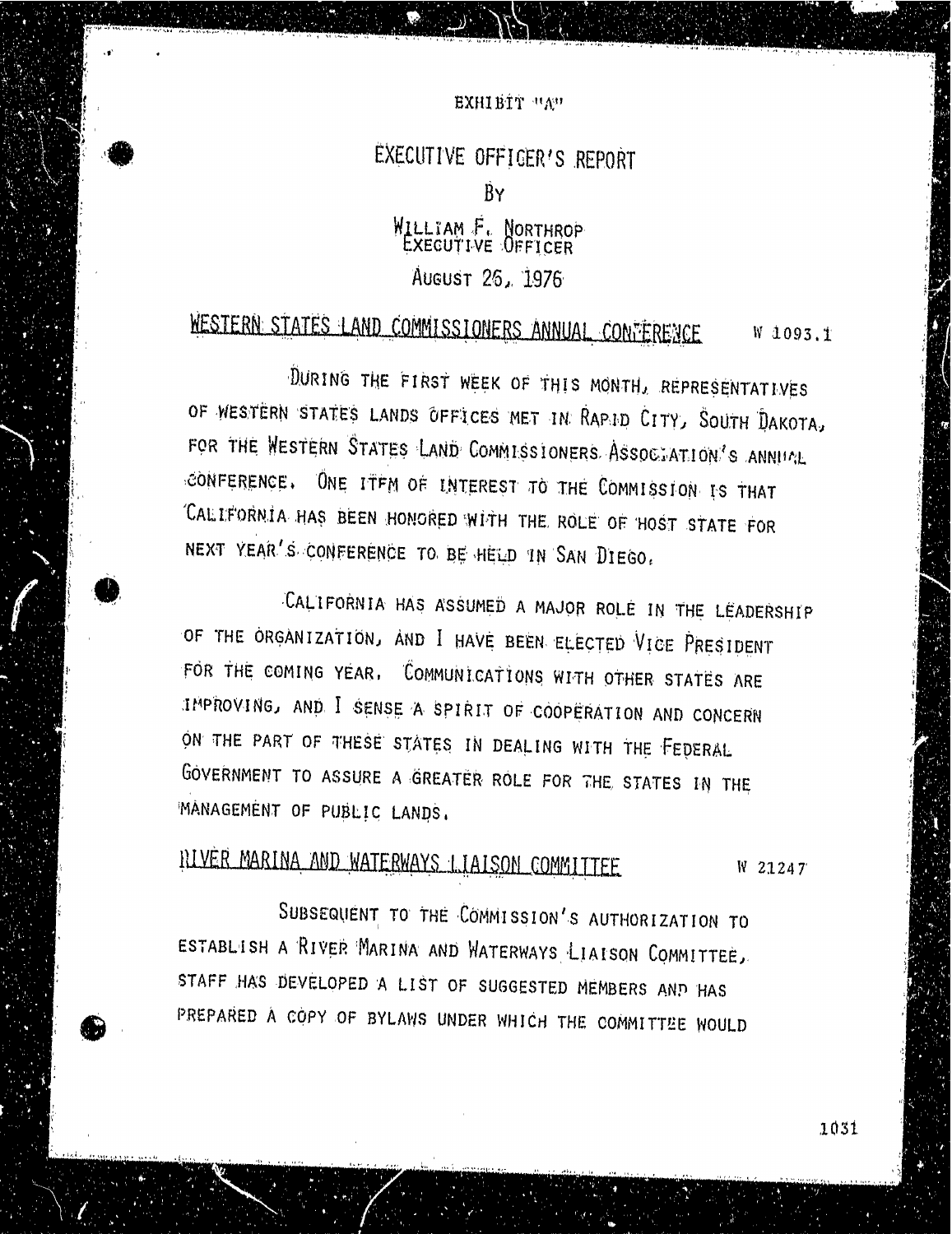EXHIBIT "A"

# EXECUTIVE OFFICER'S REPORT

BY

WILLIAM F. NORTHROP
EXECUTIVE OFFICER

AUGUST 26, 1976

## WESTERN STATES LAND COMMISSIONERS ANNUAL CONFERENCE W 1093.1

DURING THE FIRST WEEK OF THIS MONTH, REPRESENTATIVES OF WESTERN STATES LANDS OFFICES MET IN RAPID CITY, SOUTH DAKOTA, FOR THE WESTERN STATES LAND COMMISSIONERS ASSOCIATION'S ANNUAL CONFERENCE. ONE ITEM OF INTEREST TO THE COMMISSION IS THAT CALIFORNIA HAS BEEN HONORED WITH THE ROLE OF HOST STATE FOR NEXT YEAR'S CONFERENCE TO BE HELD IN SAN DIEGO.

CALIFORNIA HAS ASSUMED A MAJOR ROLE IN THE LEADERSHIP OF THE ORGANIZATION, AND I HAVE BEEN ELECTED VICE PRESIDENT FOR THE COMING YEAR. COMMUNICATIONS WITH OTHER STATES ARE IMPROVING, AND I SENSE A SPIRIT OF COOPERATION AND CONCERN ON THE PART OF THESE STATES IN DEALING WITH THE FEDERAL GOVERNMENT TO ASSURE A GREATER ROLE FOR THE STATES IN THE MANAGEMENT OF PUBLIC LANDS.

## RIVER MARINA AND WATERWAYS LIAISON COMMITTEE W 21247

SUBSEQUENT TO THE COMMISSION'S AUTHORIZATION TO ESTABLISH A RIVER MARINA AND WATERWAYS LIAISON COMMITTEE, STAFF HAS DEVELOPED A LIST OF SUGGESTED MEMBERS AND HAS PREPARED A COPY OF BYLAWS UNDER WHICH THE COMMITTEE WOULD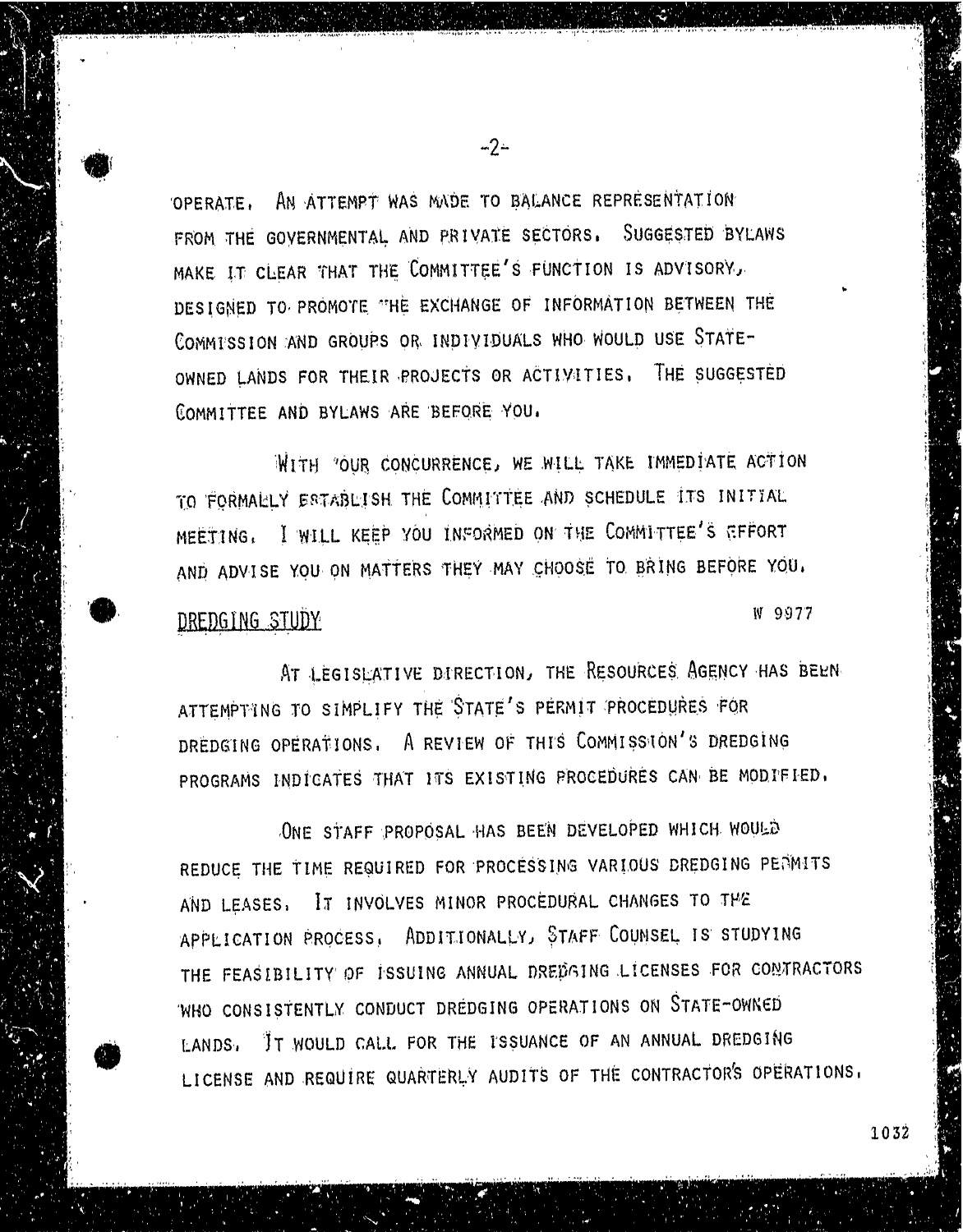OPERATE. AN ATTEMPT WAS MADE TO BALANCE REPRESENTATION FROM THE GOVERNMENTAL AND PRIVATE SECTORS. SUGGESTED BYLAWS MAKE IT CLEAR THAT THE COMMITTEE'S FUNCTION IS ADVISORY, DESIGNED TO PROMOTE THE EXCHANGE OF INFORMATION BETWEEN THE COMMISSION AND GROUPS OR INDIVIDUALS WHO WOULD USE STATE-OWNED LANDS FOR THEIR PROJECTS OR ACTIVITIES. THE SUGGESTED COMMITTEE AND BYLAWS ARE BEFORE YOU.

WITH YOUR CONCURRENCE, WE WILL TAKE IMMEDIATE ACTION TO FORMALLY ESTABLISH THE COMMITTEE AND SCHEDULE ITS INITIAL MEETING. I WILL KEEP YOU INFORMED ON THE COMMITTEE'S EFFORT AND ADVISE YOU ON MATTERS THEY MAY CHOOSE TO BRING BEFORE YOU.

DREDGING STUDY W 9977

AT LEGISLATIVE DIRECTION, THE RESOURCES AGENCY HAS BEEN ATTEMPTING TO SIMPLIFY THE STATE'S PERMIT PROCEDURES FOR DREDGING OPERATIONS. A REVIEW OF THIS COMMISSION'S DREDGING PROGRAMS INDICATES THAT ITS EXISTING PROCEDURES CAN BE MODIFIED.

ONE STAFF PROPOSAL HAS BEEN DEVELOPED WHICH WOULD REDUCE THE TIME REQUIRED FOR PROCESSING VARIOUS DREDGING PERMITS AND LEASES. IT INVOLVES MINOR PROCEDURAL CHANGES TO THE APPLICATION PROCESS. ADDITIONALLY, STAFF COUNSEL IS STUDYING THE FEASIBILITY OF ISSUING ANNUAL DREDGING LICENSES FOR CONTRACTORS WHO CONSISTENTLY CONDUCT DREDGING OPERATIONS ON STATE-OWNED LANDS. IT WOULD CALL FOR THE ISSUANCE OF AN ANNUAL DREDGING LICENSE AND REQUIRE QUARTERLY AUDITS OF THE CONTRACTOR'S OPERATIONS.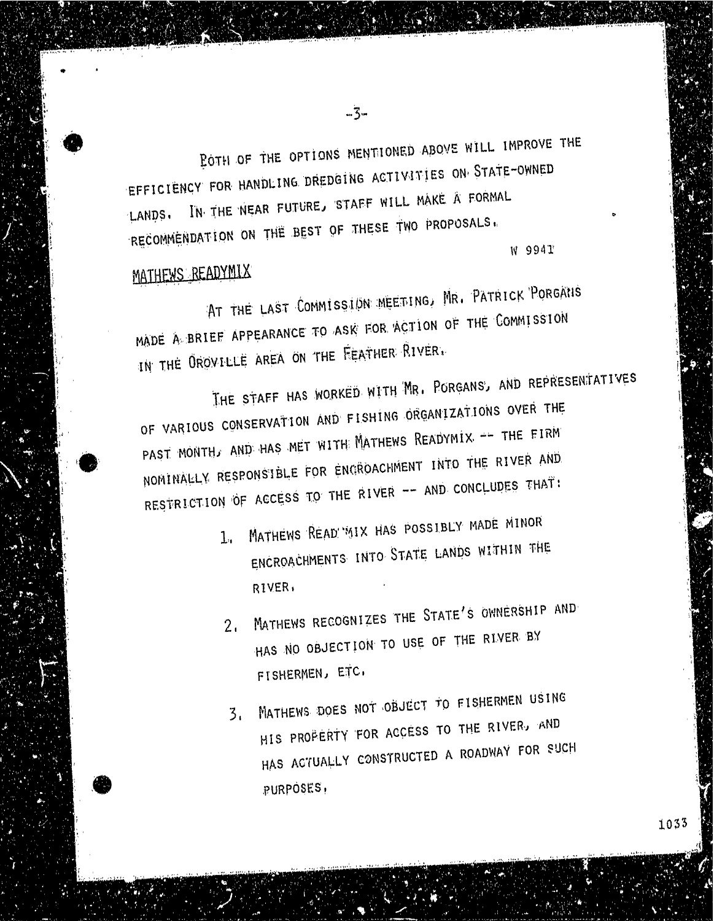BOTH OF THE OPTIONS MENTIONED ABOVE WILL IMPROVE THE EFFICIENCY FOR HANDLING DREDGING ACTIVITIES ON STATE-OWNED LANDS. IN THE NEAR FUTURE, STAFF WILL MAKE A FORMAL RECOMMENDATION ON THE BEST OF THESE TWO PROPOSALS.

W 9941

MATHEWS READYMIX

AT THE LAST COMMISSION MEETING, MR. PATRICK PORGANS MADE A BRIEF APPEARANCE TO ASK FOR ACTION OF THE COMMISSION IN THE OROVILLE AREA ON THE FEATHER RIVER.

THE STAFF HAS WORKED WITH MR. PORGANS, AND REPRESENTATIVES OF VARIOUS CONSERVATION AND FISHING ORGANIZATIONS OVER THE PAST MONTH, AND HAS MET WITH MATHEWS READYMIX -- THE FIRM NOMINALLY RESPONSIBLE FOR ENCROACHMENT INTO THE RIVER AND RESTRICTION OF ACCESS TO THE RIVER -- AND CONCLUDES THAT:

1. MATHEWS READYMIX HAS POSSIBLY MADE MINOR ENCROACHMENTS INTO STATE LANDS WITHIN THE RIVER.

2. MATHEWS RECOGNIZES THE STATE'S OWNERSHIP AND HAS NO OBJECTION TO USE OF THE RIVER BY FISHERMEN, ETC.

3. MATHEWS DOES NOT OBJECT TO FISHERMEN USING HIS PROPERTY FOR ACCESS TO THE RIVER, AND HAS ACTUALLY CONSTRUCTED A ROADWAY FOR SUCH PURPOSES.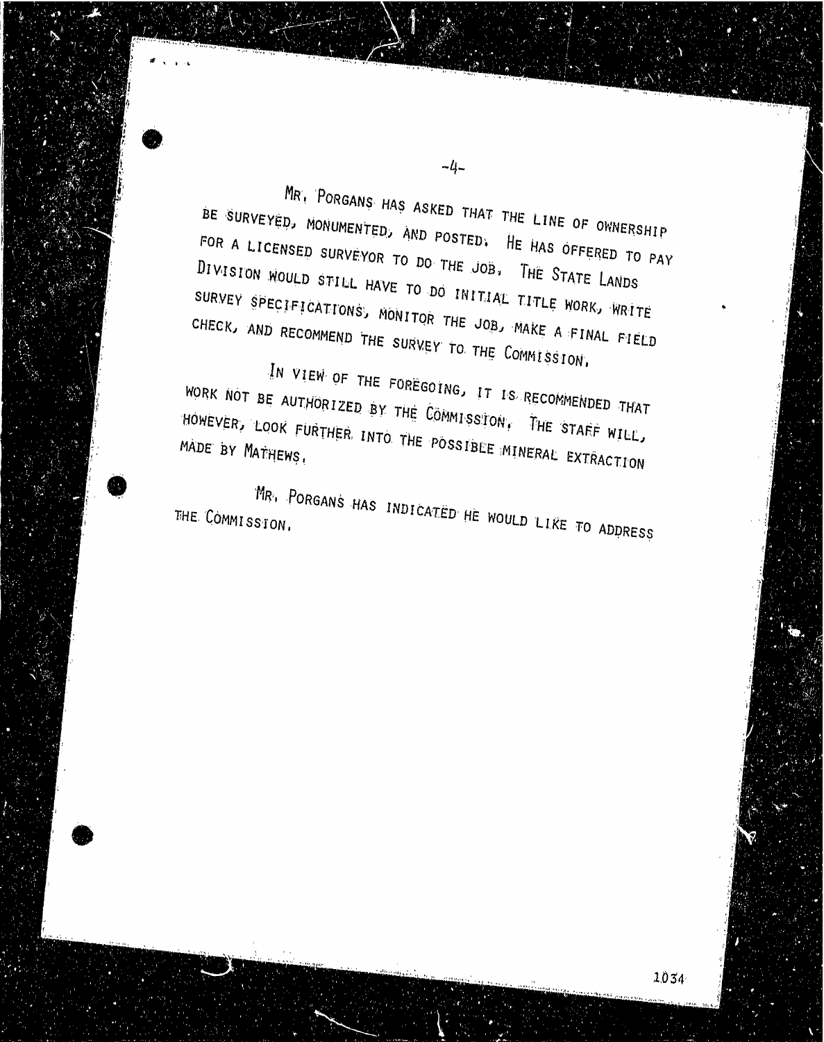MR. PORGANS HAS ASKED THAT THE LINE OF OWNERSHIP BE SURVEYED, MONUMENTED, AND POSTED. HE HAS OFFERED TO PAY FOR A LICENSED SURVEYOR TO DO THE JOB. THE STATE LANDS DIVISION WOULD STILL HAVE TO DO INITIAL TITLE WORK, WRITE SURVEY SPECIFICATIONS, MONITOR THE JOB, MAKE A FINAL FIELD CHECK, AND RECOMMEND THE SURVEY TO THE COMMISSION.

IN VIEW OF THE FOREGOING, IT IS RECOMMENDED THAT WORK NOT BE AUTHORIZED BY THE COMMISSION. THE STAFF WILL, HOWEVER, LOOK FURTHER INTO THE POSSIBLE MINERAL EXTRACTION MADE BY MATHEWS.

MR. PORGANS HAS INDICATED HE WOULD LIKE TO ADDRESS THE COMMISSION.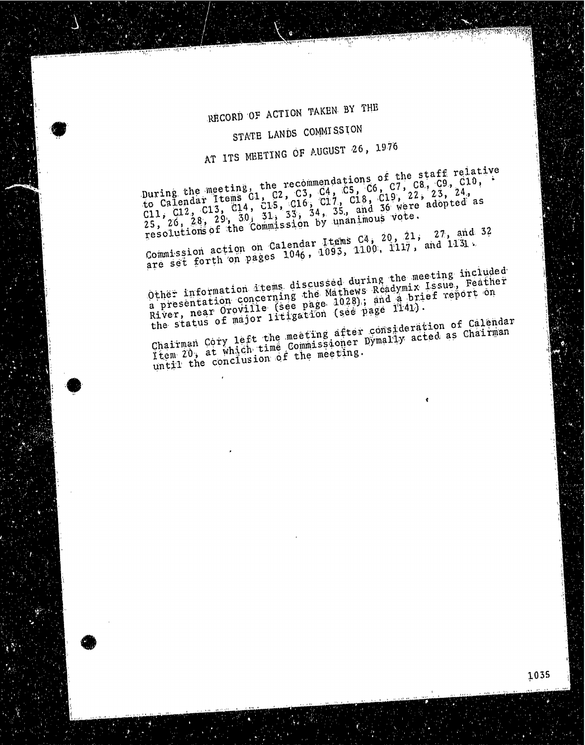# RECORD OF ACTION TAKEN BY THE

# STATE LANDS COMMISSION

# AT ITS MEETING OF AUGUST 26, 1976

During the meeting, the recommendations of the staff relative to Calendar Items C1, C2, C3, C4, C5, C6, C7, C8, C9, C10, C11, C12, C13, C14, C15, C16, C17, C18, C19, 22, 23, 24, 25, 26, 28, 29, 30, 31, 33, 34, 35, and 36 were adopted as resolutions of the Commission by unanimous vote.

Commission action on Calendar Items C4, 20, 21, 27, and 32 are set forth on pages 1046, 1093, 1100, 1117, and 1131.

Other information items discussed during the meeting included a presentation concerning the Mathews Readymix Issue, Feather River, near Oroville (see page 1028); and a brief report on the status of major litigation (see page 1141).

Chairman Cory left the meeting after consideration of Calendar Item 20, at which time Commissioner Dymally acted as Chairman until the conclusion of the meeting.